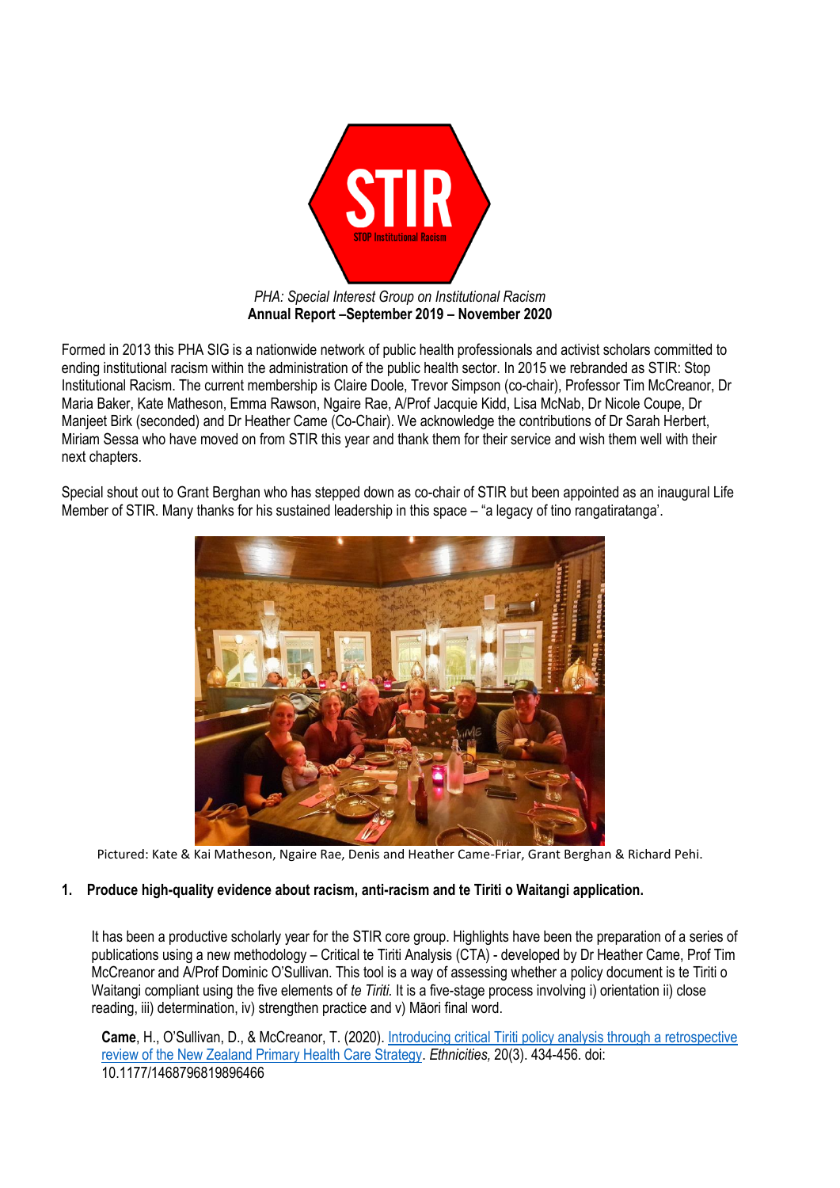*PHA: Special Interest Group on Institutional Racism*

**Annual Report –September 2019 – November 2020**

Formed in 2013 this PHA SIG is a nationwide network of public health professionals and activist scholars committed to ending institutional racism within the administration of the public health sector. In 2015 we rebranded as STIR: Stop Institutional Racism. The current membership is Claire Doole, Trevor Simpson (co-chair), Professor Tim McCreanor, Dr Maria Baker, Kate Matheson, Emma Rawson, Ngaire Rae, A/Prof Jacquie Kidd, Lisa McNab, Dr Nicole Coupe, Dr Manjeet Birk (seconded) and Dr Heather Came (Co-Chair). We acknowledge the contributions of Dr Sarah Herbert, Miriam Sessa who have moved on from STIR this year and thank them for their service and wish them well with their next chapters.

Special shout out to Grant Berghan who has stepped down as co-chair of STIR but been appointed as an inaugural Life Member of STIR. Many thanks for his sustained leadership in this space – "a legacy of tino rangatiratanga'.

Pictured: Kate & Kai Matheson, Ngaire Rae, Denis and Heather Came-Friar, Grant Berghan & Richard Pehi.

## 1. Produce high-quality evidence about racism, anti-racism and te Tiriti o Waitangi application.

It has been a productive scholarly year for the STIR core group. Highlights have been the preparation of a series of publications using a new methodology – Critical te Tiriti Analysis (CTA) - developed by Dr Heather Came, Prof Tim McCreanor and A/Prof Dominic O'Sullivan. This tool is a way of assessing whether a policy document is te Tiriti o Waitangi compliant using the five elements of *te Tiriti.* It is a five-stage process involving i) orientation ii) close reading, iii) determination, iv) strengthen practice and v) Māori final word.

**Came**, H., O'Sullivan, D., & McCreanor, T. (2020). Introducing critical Tiriti policy analysis through a retrospective review of the New Zealand Primary Health Care Strategy. *Ethnicities,* 20(3). 434-456. doi: 10.1177/1468796819896466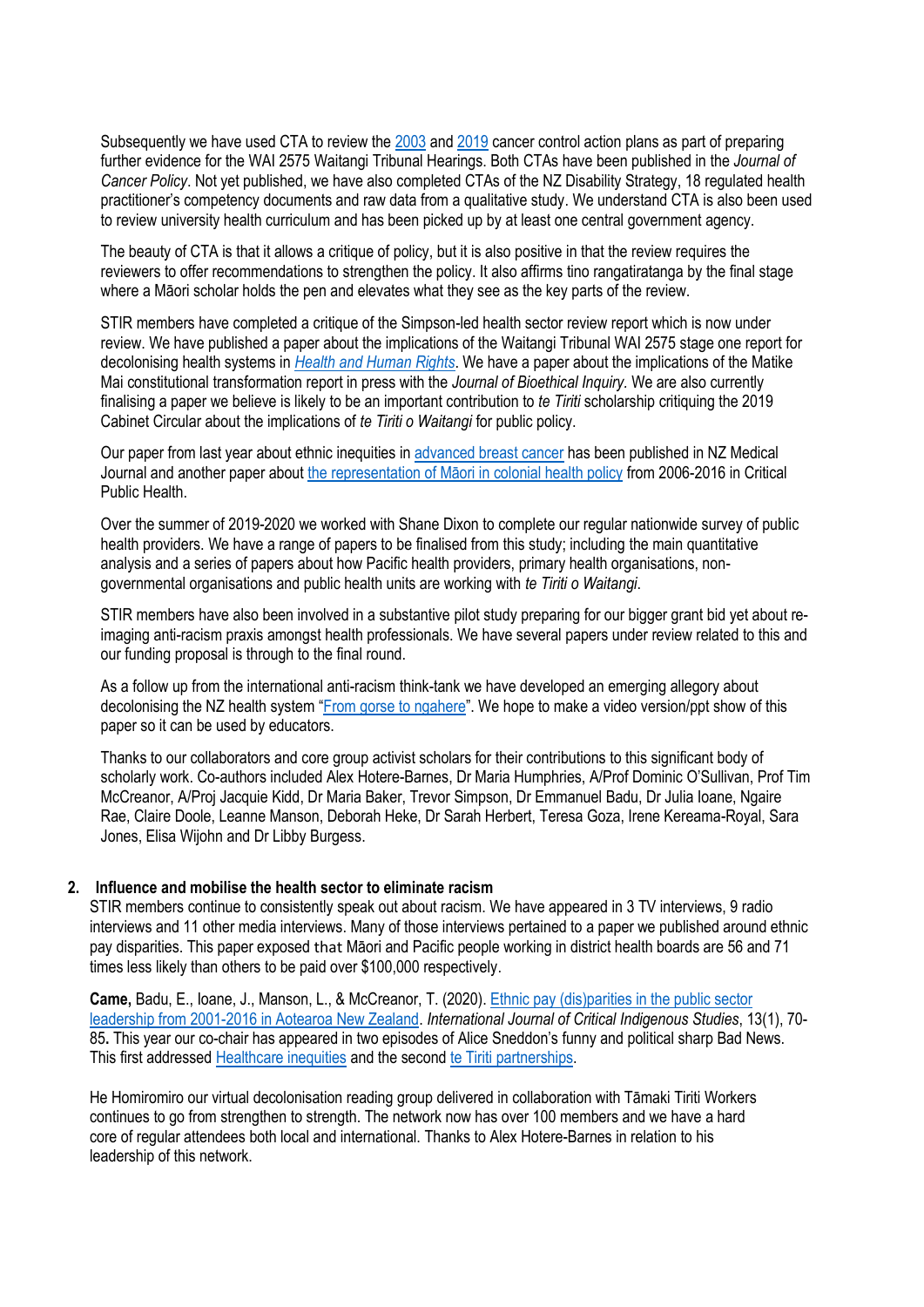Subsequently we have used CTA to review the 2003 and 2019 cancer control action plans as part of preparing further evidence for the WAI 2575 Waitangi Tribunal Hearings. Both CTAs have been published in the *Journal of Cancer Policy*. Not yet published, we have also completed CTAs of the NZ Disability Strategy, 18 regulated health practitioner's competency documents and raw data from a qualitative study. We understand CTA is also been used to review university health curriculum and has been picked up by at least one central government agency.

The beauty of CTA is that it allows a critique of policy, but it is also positive in that the review requires the reviewers to offer recommendations to strengthen the policy. It also affirms tino rangatiratanga by the final stage where a Māori scholar holds the pen and elevates what they see as the key parts of the review.

STIR members have completed a critique of the Simpson-led health sector review report which is now under review. We have published a paper about the implications of the Waitangi Tribunal WAI 2575 stage one report for decolonising health systems in *Health and Human Rights*. We have a paper about the implications of the Matike Mai constitutional transformation report in press with the *Journal of Bioethical Inquiry.* We are also currently finalising a paper we believe is likely to be an important contribution to *te Tiriti* scholarship critiquing the 2019 Cabinet Circular about the implications of *te Tiriti o Waitangi* for public policy.

Our paper from last year about ethnic inequities in advanced breast cancer has been published in NZ Medical Journal and another paper about the representation of Māori in colonial health policy from 2006-2016 in Critical Public Health.

Over the summer of 2019-2020 we worked with Shane Dixon to complete our regular nationwide survey of public health providers. We have a range of papers to be finalised from this study; including the main quantitative analysis and a series of papers about how Pacific health providers, primary health organisations, non-governmental organisations and public health units are working with *te Tiriti o Waitangi*.

STIR members have also been involved in a substantive pilot study preparing for our bigger grant bid yet about re-imaging anti-racism praxis amongst health professionals. We have several papers under review related to this and our funding proposal is through to the final round.

As a follow up from the international anti-racism think-tank we have developed an emerging allegory about decolonising the NZ health system "From gorse to ngahere". We hope to make a video version/ppt show of this paper so it can be used by educators.

Thanks to our collaborators and core group activist scholars for their contributions to this significant body of scholarly work. Co-authors included Alex Hotere-Barnes, Dr Maria Humphries, A/Prof Dominic O'Sullivan, Prof Tim McCreanor, A/Proj Jacquie Kidd, Dr Maria Baker, Trevor Simpson, Dr Emmanuel Badu, Dr Julia Ioane, Ngaire Rae, Claire Doole, Leanne Manson, Deborah Heke, Dr Sarah Herbert, Teresa Goza, Irene Kereama-Royal, Sara Jones, Elisa Wijohn and Dr Libby Burgess.

## 2. Influence and mobilise the health sector to eliminate racism

STIR members continue to consistently speak out about racism. We have appeared in 3 TV interviews, 9 radio interviews and 11 other media interviews. Many of those interviews pertained to a paper we published around ethnic pay disparities. This paper exposed that Māori and Pacific people working in district health boards are 56 and 71 times less likely than others to be paid over $100,000 respectively.

**Came,** Badu, E., Ioane, J., Manson, L., & McCreanor, T. (2020). Ethnic pay (dis)parities in the public sector leadership from 2001-2016 in Aotearoa New Zealand. *International Journal of Critical Indigenous Studies*, 13(1), 70-85**.** This year our co-chair has appeared in two episodes of Alice Sneddon's funny and political sharp Bad News. This first addressed Healthcare inequities and the second te Tiriti partnerships.

He Homiromiro our virtual decolonisation reading group delivered in collaboration with Tāmaki Tiriti Workers continues to go from strengthen to strength. The network now has over 100 members and we have a hard core of regular attendees both local and international. Thanks to Alex Hotere-Barnes in relation to his leadership of this network.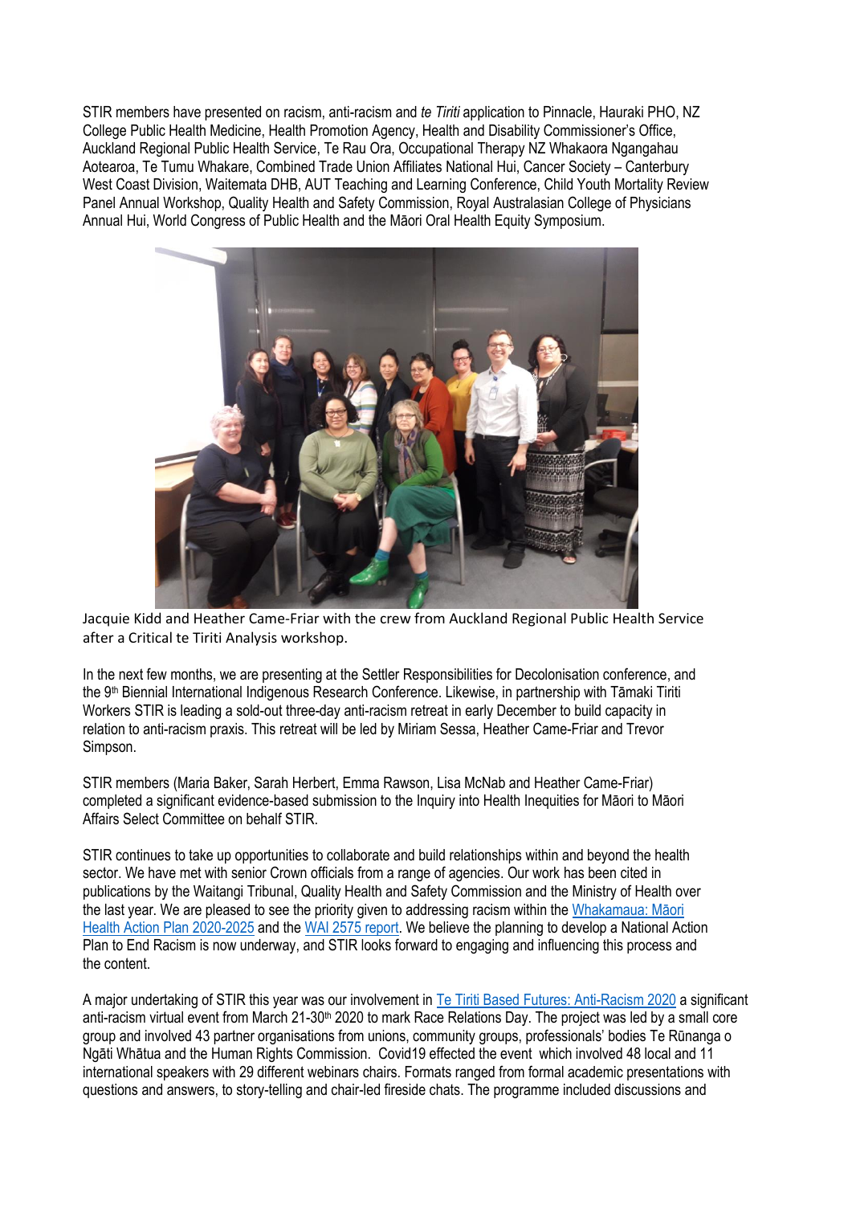STIR members have presented on racism, anti-racism and *te Tiriti* application to Pinnacle, Hauraki PHO, NZ College Public Health Medicine, Health Promotion Agency, Health and Disability Commissioner's Office, Auckland Regional Public Health Service, Te Rau Ora, Occupational Therapy NZ Whakaora Ngangahau Aotearoa, Te Tumu Whakare, Combined Trade Union Affiliates National Hui, Cancer Society – Canterbury West Coast Division, Waitemata DHB, AUT Teaching and Learning Conference, Child Youth Mortality Review Panel Annual Workshop, Quality Health and Safety Commission, Royal Australasian College of Physicians Annual Hui, World Congress of Public Health and the Māori Oral Health Equity Symposium.

Jacquie Kidd and Heather Came-Friar with the crew from Auckland Regional Public Health Service after a Critical te Tiriti Analysis workshop.

In the next few months, we are presenting at the Settler Responsibilities for Decolonisation conference, and the 9th Biennial International Indigenous Research Conference. Likewise, in partnership with Tāmaki Tiriti Workers STIR is leading a sold-out three-day anti-racism retreat in early December to build capacity in relation to anti-racism praxis. This retreat will be led by Miriam Sessa, Heather Came-Friar and Trevor Simpson.

STIR members (Maria Baker, Sarah Herbert, Emma Rawson, Lisa McNab and Heather Came-Friar) completed a significant evidence-based submission to the Inquiry into Health Inequities for Māori to Māori Affairs Select Committee on behalf STIR.

STIR continues to take up opportunities to collaborate and build relationships within and beyond the health sector. We have met with senior Crown officials from a range of agencies. Our work has been cited in publications by the Waitangi Tribunal, Quality Health and Safety Commission and the Ministry of Health over the last year. We are pleased to see the priority given to addressing racism within the Whakamaua: Māori Health Action Plan 2020-2025 and the WAI 2575 report. We believe the planning to develop a National Action Plan to End Racism is now underway, and STIR looks forward to engaging and influencing this process and the content.

A major undertaking of STIR this year was our involvement in Te Tiriti Based Futures: Anti-Racism 2020 a significant anti-racism virtual event from March 21-30th 2020 to mark Race Relations Day. The project was led by a small core group and involved 43 partner organisations from unions, community groups, professionals' bodies Te Rūnanga o Ngāti Whātua and the Human Rights Commission. Covid19 effected the event which involved 48 local and 11 international speakers with 29 different webinars chairs. Formats ranged from formal academic presentations with questions and answers, to story-telling and chair-led fireside chats. The programme included discussions and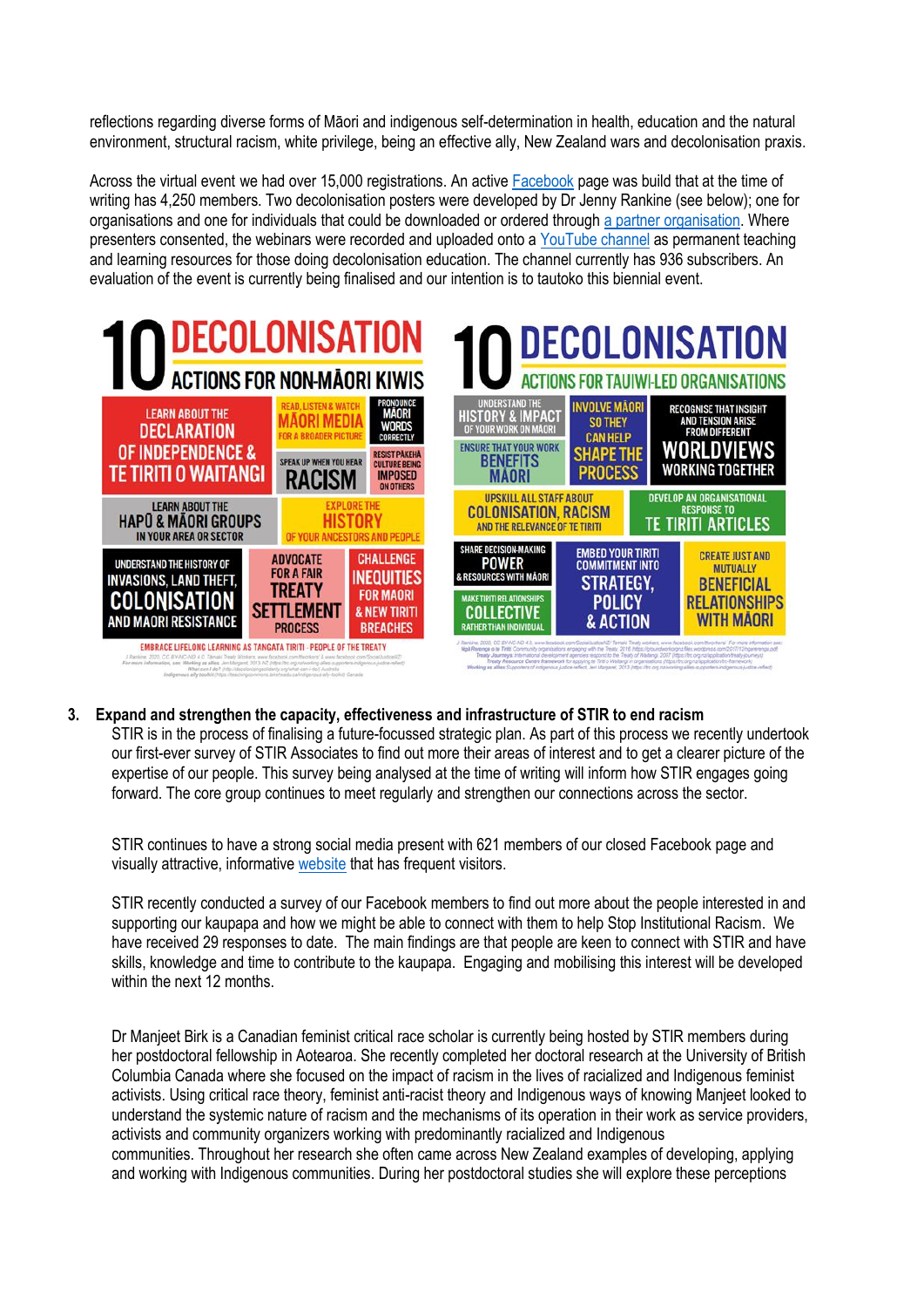reflections regarding diverse forms of Māori and indigenous self-determination in health, education and the natural environment, structural racism, white privilege, being an effective ally, New Zealand wars and decolonisation praxis.

Across the virtual event we had over 15,000 registrations. An active Facebook page was build that at the time of writing has 4,250 members. Two decolonisation posters were developed by Dr Jenny Rankine (see below); one for organisations and one for individuals that could be downloaded or ordered through a partner organisation. Where presenters consented, the webinars were recorded and uploaded onto a YouTube channel as permanent teaching and learning resources for those doing decolonisation education. The channel currently has 936 subscribers. An evaluation of the event is currently being finalised and our intention is to tautoko this biennial event.

**10 DECOLONISATION ACTIONS FOR NON-MĀORI KIWIS**

- Learn about the Declaration of Independence & Te Tiriti o Waitangi
- Read, listen & watch Māori media for a broader picture
- Pronounce Māori words correctly
- Speak up when you hear racism
- Resist Pākehā culture being imposed on others
- Learn about the hapū & Māori groups in your area or sector
- Explore the history of your ancestors and people
- Understand the history of invasions, land theft, colonisation and Māori resistance
- Advocate for a fair treaty settlement process
- Challenge inequities for Māori & new Tiriti breaches

EMBRACE LIFELONG LEARNING AS TANGATA TIRITI – PEOPLE OF THE TREATY

**10 DECOLONISATION ACTIONS FOR TAUIWI-LED ORGANISATIONS**

- Understand the history & impact of your work on Māori
- Involve Māori so they can help shape the process
- Recognise that insight and tension arise from different worldviews working together
- Ensure that your work benefits Māori
- Upskill all staff about colonisation, racism and the relevance of Te Tiriti
- Develop an organisational response to Te Tiriti articles
- Share decision-making power & resources with Māori
- Make Tiriti relationships collective rather than individual
- Embed your Tiriti commitment into strategy, policy & action
- Create just and mutually beneficial relationships with Māori

3. **Expand and strengthen the capacity, effectiveness and infrastructure of STIR to end racism**

STIR is in the process of finalising a future-focussed strategic plan. As part of this process we recently undertook our first-ever survey of STIR Associates to find out more their areas of interest and to get a clearer picture of the expertise of our people. This survey being analysed at the time of writing will inform how STIR engages going forward. The core group continues to meet regularly and strengthen our connections across the sector.

STIR continues to have a strong social media present with 621 members of our closed Facebook page and visually attractive, informative website that has frequent visitors.

STIR recently conducted a survey of our Facebook members to find out more about the people interested in and supporting our kaupapa and how we might be able to connect with them to help Stop Institutional Racism. We have received 29 responses to date. The main findings are that people are keen to connect with STIR and have skills, knowledge and time to contribute to the kaupapa. Engaging and mobilising this interest will be developed within the next 12 months.

Dr Manjeet Birk is a Canadian feminist critical race scholar is currently being hosted by STIR members during her postdoctoral fellowship in Aotearoa. She recently completed her doctoral research at the University of British Columbia Canada where she focused on the impact of racism in the lives of racialized and Indigenous feminist activists. Using critical race theory, feminist anti-racist theory and Indigenous ways of knowing Manjeet looked to understand the systemic nature of racism and the mechanisms of its operation in their work as service providers, activists and community organizers working with predominantly racialized and Indigenous communities. Throughout her research she often came across New Zealand examples of developing, applying and working with Indigenous communities. During her postdoctoral studies she will explore these perceptions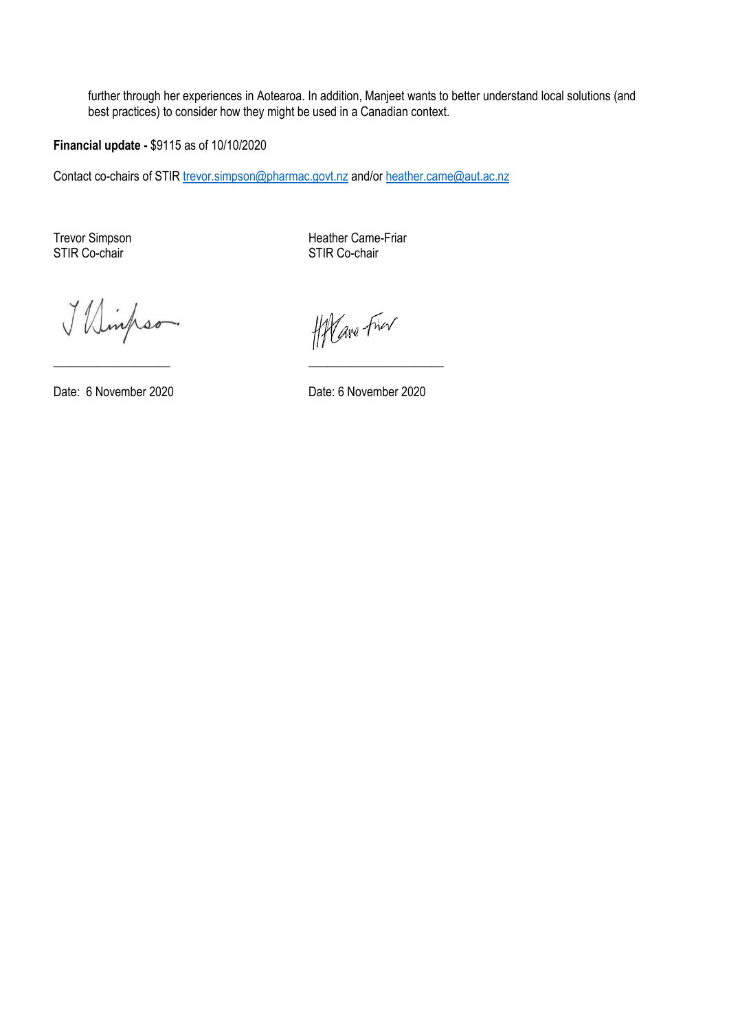further through her experiences in Aotearoa. In addition, Manjeet wants to better understand local solutions (and best practices) to consider how they might be used in a Canadian context.

**Financial update -** $9115 as of 10/10/2020

Contact co-chairs of STIR trevor.simpson@pharmac.govt.nz and/or heather.came@aut.ac.nz

Trevor Simpson
STIR Co-chair

\_\_\_\_\_\_\_\_\_\_\_\_\_\_\_\_\_\_\_\_

Date: 6 November 2020

Heather Came-Friar
STIR Co-chair

\_\_\_\_\_\_\_\_\_\_\_\_\_\_\_\_\_\_\_\_\_\_\_

Date: 6 November 2020